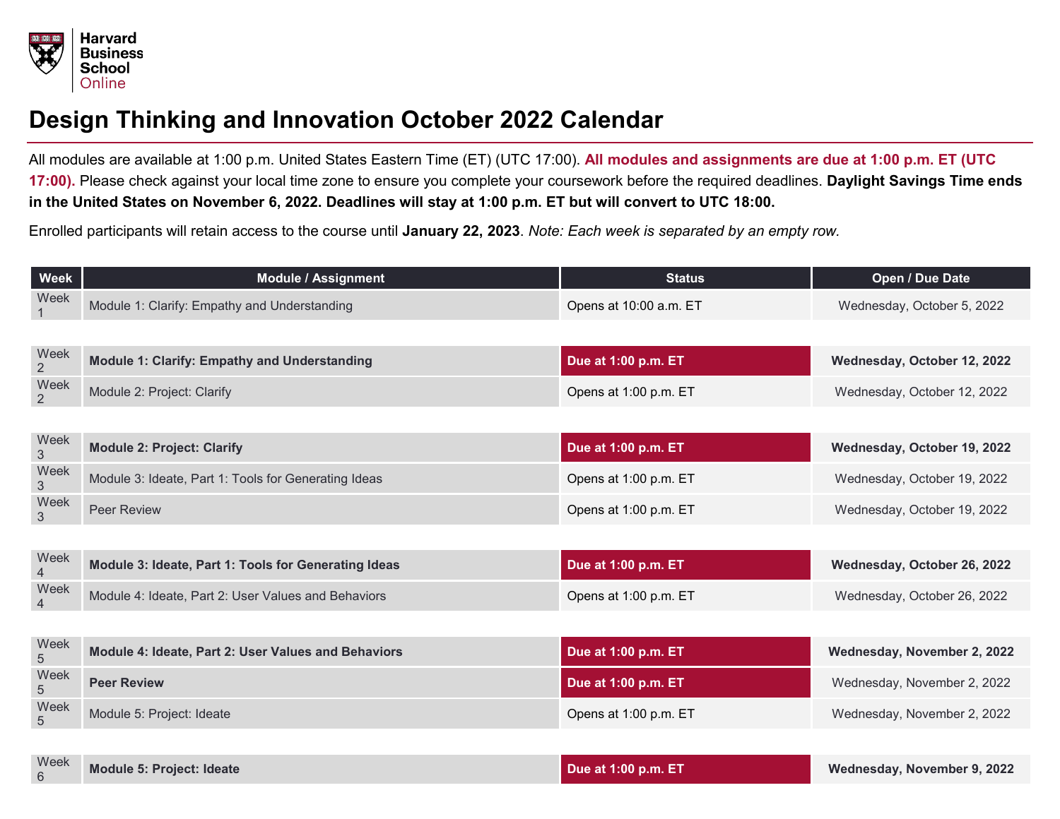Harvard Business School Online

# Design Thinking and Innovation October 2022 Calendar

All modules are available at 1:00 p.m. United States Eastern Time (ET) (UTC 17:00). **All modules and assignments are due at 1:00 p.m. ET (UTC 17:00).** Please check against your local time zone to ensure you complete your coursework before the required deadlines. **Daylight Savings Time ends in the United States on November 6, 2022. Deadlines will stay at 1:00 p.m. ET but will convert to UTC 18:00.**

Enrolled participants will retain access to the course until **January 22, 2023**. *Note: Each week is separated by an empty row.*

| Week | Module / Assignment | Status | Open / Due Date |
|---|---|---|---|
| Week 1 | Module 1: Clarify: Empathy and Understanding | Opens at 10:00 a.m. ET | Wednesday, October 5, 2022 |
| | | | |
| Week 2 | **Module 1: Clarify: Empathy and Understanding** | **Due at 1:00 p.m. ET** | **Wednesday, October 12, 2022** |
| Week 2 | Module 2: Project: Clarify | Opens at 1:00 p.m. ET | Wednesday, October 12, 2022 |
| | | | |
| Week 3 | **Module 2: Project: Clarify** | **Due at 1:00 p.m. ET** | **Wednesday, October 19, 2022** |
| Week 3 | Module 3: Ideate, Part 1: Tools for Generating Ideas | Opens at 1:00 p.m. ET | Wednesday, October 19, 2022 |
| Week 3 | Peer Review | Opens at 1:00 p.m. ET | Wednesday, October 19, 2022 |
| | | | |
| Week 4 | **Module 3: Ideate, Part 1: Tools for Generating Ideas** | **Due at 1:00 p.m. ET** | **Wednesday, October 26, 2022** |
| Week 4 | Module 4: Ideate, Part 2: User Values and Behaviors | Opens at 1:00 p.m. ET | Wednesday, October 26, 2022 |
| | | | |
| Week 5 | **Module 4: Ideate, Part 2: User Values and Behaviors** | **Due at 1:00 p.m. ET** | **Wednesday, November 2, 2022** |
| Week 5 | **Peer Review** | **Due at 1:00 p.m. ET** | Wednesday, November 2, 2022 |
| Week 5 | Module 5: Project: Ideate | Opens at 1:00 p.m. ET | Wednesday, November 2, 2022 |
| | | | |
| Week 6 | **Module 5: Project: Ideate** | **Due at 1:00 p.m. ET** | **Wednesday, November 9, 2022** |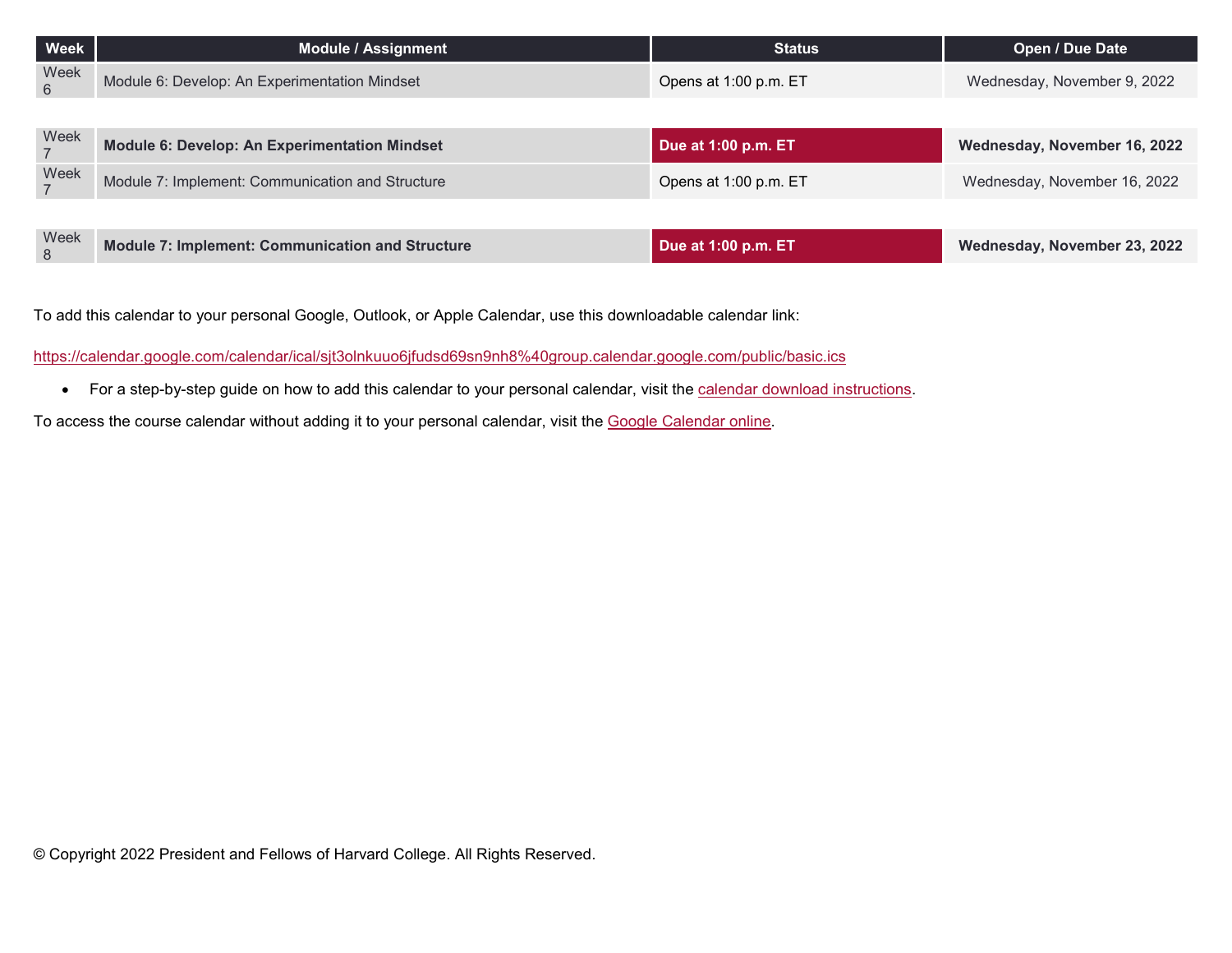| Week | Module / Assignment | Status | Open / Due Date |
|---|---|---|---|
| Week 6 | Module 6: Develop: An Experimentation Mindset | Opens at 1:00 p.m. ET | Wednesday, November 9, 2022 |
| Week 7 | **Module 6: Develop: An Experimentation Mindset** | **Due at 1:00 p.m. ET** | **Wednesday, November 16, 2022** |
| Week 7 | Module 7: Implement: Communication and Structure | Opens at 1:00 p.m. ET | Wednesday, November 16, 2022 |
| Week 8 | **Module 7: Implement: Communication and Structure** | **Due at 1:00 p.m. ET** | **Wednesday, November 23, 2022** |

To add this calendar to your personal Google, Outlook, or Apple Calendar, use this downloadable calendar link:

https://calendar.google.com/calendar/ical/sjt3olnkuuo6jfudsd69sn9nh8%40group.calendar.google.com/public/basic.ics

- For a step-by-step guide on how to add this calendar to your personal calendar, visit the calendar download instructions.

To access the course calendar without adding it to your personal calendar, visit the Google Calendar online.

© Copyright 2022 President and Fellows of Harvard College. All Rights Reserved.